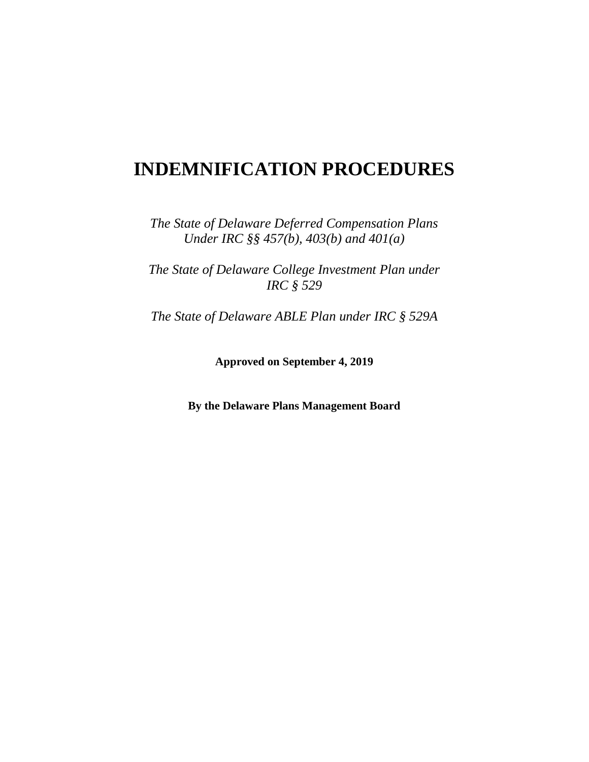# INDEMNIFICATION PROCEDURES

*The State of Delaware Deferred Compensation Plans Under IRC §§ 457(b), 403(b) and 401(a)*

*The State of Delaware College Investment Plan under IRC § 529*

*The State of Delaware ABLE Plan under IRC § 529A*

**Approved on September 4, 2019**

**By the Delaware Plans Management Board**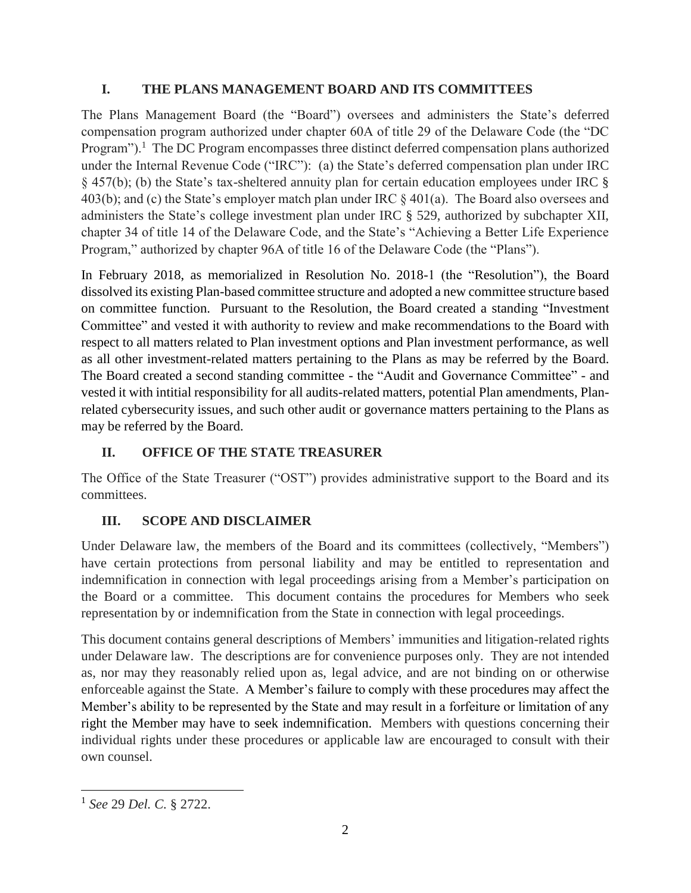## I. THE PLANS MANAGEMENT BOARD AND ITS COMMITTEES

The Plans Management Board (the "Board") oversees and administers the State's deferred compensation program authorized under chapter 60A of title 29 of the Delaware Code (the "DC Program").[1] The DC Program encompasses three distinct deferred compensation plans authorized under the Internal Revenue Code ("IRC"): (a) the State's deferred compensation plan under IRC § 457(b); (b) the State's tax-sheltered annuity plan for certain education employees under IRC § 403(b); and (c) the State's employer match plan under IRC § 401(a). The Board also oversees and administers the State's college investment plan under IRC § 529, authorized by subchapter XII, chapter 34 of title 14 of the Delaware Code, and the State's "Achieving a Better Life Experience Program," authorized by chapter 96A of title 16 of the Delaware Code (the "Plans").

In February 2018, as memorialized in Resolution No. 2018-1 (the "Resolution"), the Board dissolved its existing Plan-based committee structure and adopted a new committee structure based on committee function. Pursuant to the Resolution, the Board created a standing "Investment Committee" and vested it with authority to review and make recommendations to the Board with respect to all matters related to Plan investment options and Plan investment performance, as well as all other investment-related matters pertaining to the Plans as may be referred by the Board. The Board created a second standing committee - the "Audit and Governance Committee" - and vested it with intitial responsibility for all audits-related matters, potential Plan amendments, Plan-related cybersecurity issues, and such other audit or governance matters pertaining to the Plans as may be referred by the Board.

## II. OFFICE OF THE STATE TREASURER

The Office of the State Treasurer ("OST") provides administrative support to the Board and its committees.

## III. SCOPE AND DISCLAIMER

Under Delaware law, the members of the Board and its committees (collectively, "Members") have certain protections from personal liability and may be entitled to representation and indemnification in connection with legal proceedings arising from a Member's participation on the Board or a committee. This document contains the procedures for Members who seek representation by or indemnification from the State in connection with legal proceedings.

This document contains general descriptions of Members' immunities and litigation-related rights under Delaware law. The descriptions are for convenience purposes only. They are not intended as, nor may they reasonably relied upon as, legal advice, and are not binding on or otherwise enforceable against the State. A Member's failure to comply with these procedures may affect the Member's ability to be represented by the State and may result in a forfeiture or limitation of any right the Member may have to seek indemnification. Members with questions concerning their individual rights under these procedures or applicable law are encouraged to consult with their own counsel.

---

[1] *See* 29 *Del. C.* § 2722.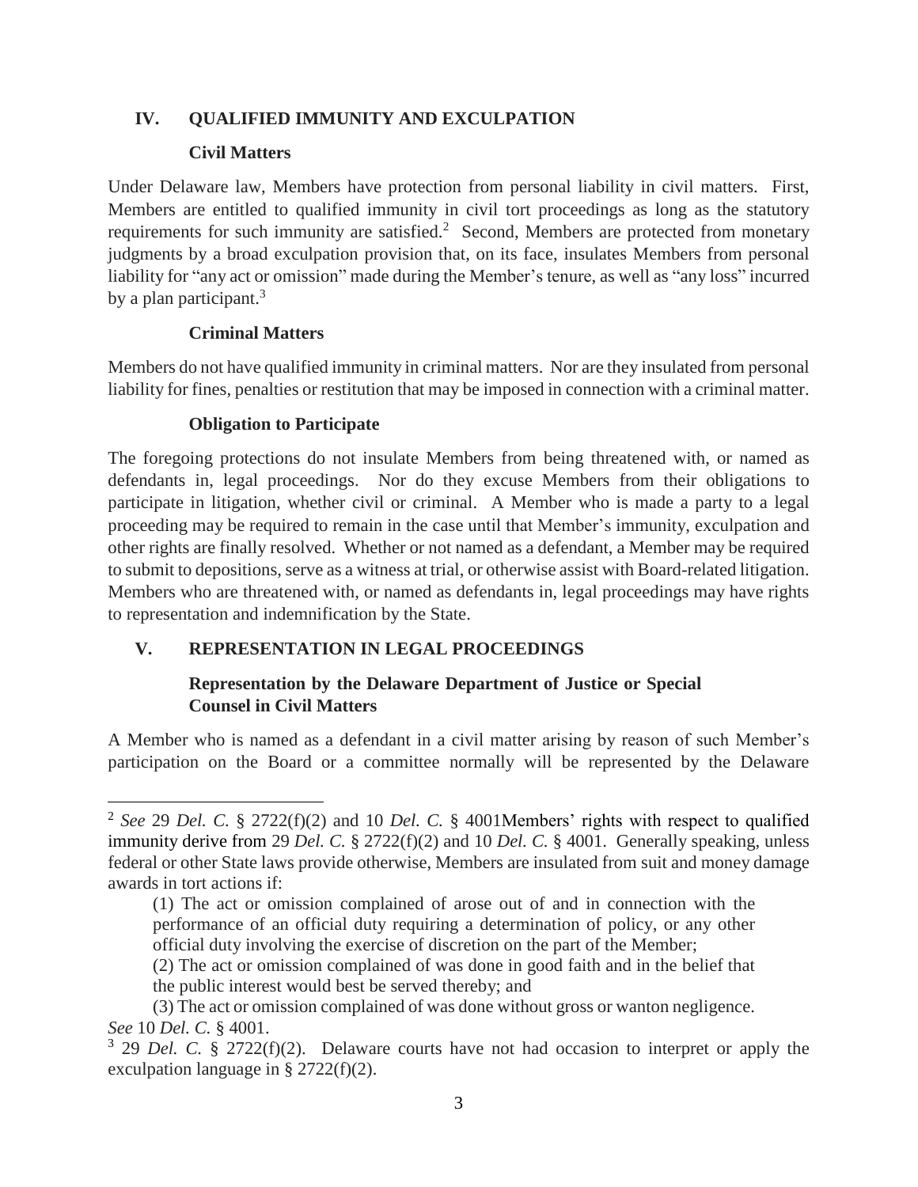## IV. QUALIFIED IMMUNITY AND EXCULPATION

### Civil Matters

Under Delaware law, Members have protection from personal liability in civil matters. First, Members are entitled to qualified immunity in civil tort proceedings as long as the statutory requirements for such immunity are satisfied.[2] Second, Members are protected from monetary judgments by a broad exculpation provision that, on its face, insulates Members from personal liability for "any act or omission" made during the Member's tenure, as well as "any loss" incurred by a plan participant.[3]

### Criminal Matters

Members do not have qualified immunity in criminal matters. Nor are they insulated from personal liability for fines, penalties or restitution that may be imposed in connection with a criminal matter.

### Obligation to Participate

The foregoing protections do not insulate Members from being threatened with, or named as defendants in, legal proceedings. Nor do they excuse Members from their obligations to participate in litigation, whether civil or criminal. A Member who is made a party to a legal proceeding may be required to remain in the case until that Member's immunity, exculpation and other rights are finally resolved. Whether or not named as a defendant, a Member may be required to submit to depositions, serve as a witness at trial, or otherwise assist with Board-related litigation. Members who are threatened with, or named as defendants in, legal proceedings may have rights to representation and indemnification by the State.

## V. REPRESENTATION IN LEGAL PROCEEDINGS

### Representation by the Delaware Department of Justice or Special Counsel in Civil Matters

A Member who is named as a defendant in a civil matter arising by reason of such Member's participation on the Board or a committee normally will be represented by the Delaware

---

[2] *See* 29 *Del. C.* § 2722(f)(2) and 10 *Del. C.* § 4001Members' rights with respect to qualified immunity derive from 29 *Del. C.* § 2722(f)(2) and 10 *Del. C.* § 4001. Generally speaking, unless federal or other State laws provide otherwise, Members are insulated from suit and money damage awards in tort actions if:

(1) The act or omission complained of arose out of and in connection with the performance of an official duty requiring a determination of policy, or any other official duty involving the exercise of discretion on the part of the Member;

(2) The act or omission complained of was done in good faith and in the belief that the public interest would best be served thereby; and

(3) The act or omission complained of was done without gross or wanton negligence.

*See* 10 *Del. C.* § 4001.

[3] 29 *Del. C.* § 2722(f)(2). Delaware courts have not had occasion to interpret or apply the exculpation language in § 2722(f)(2).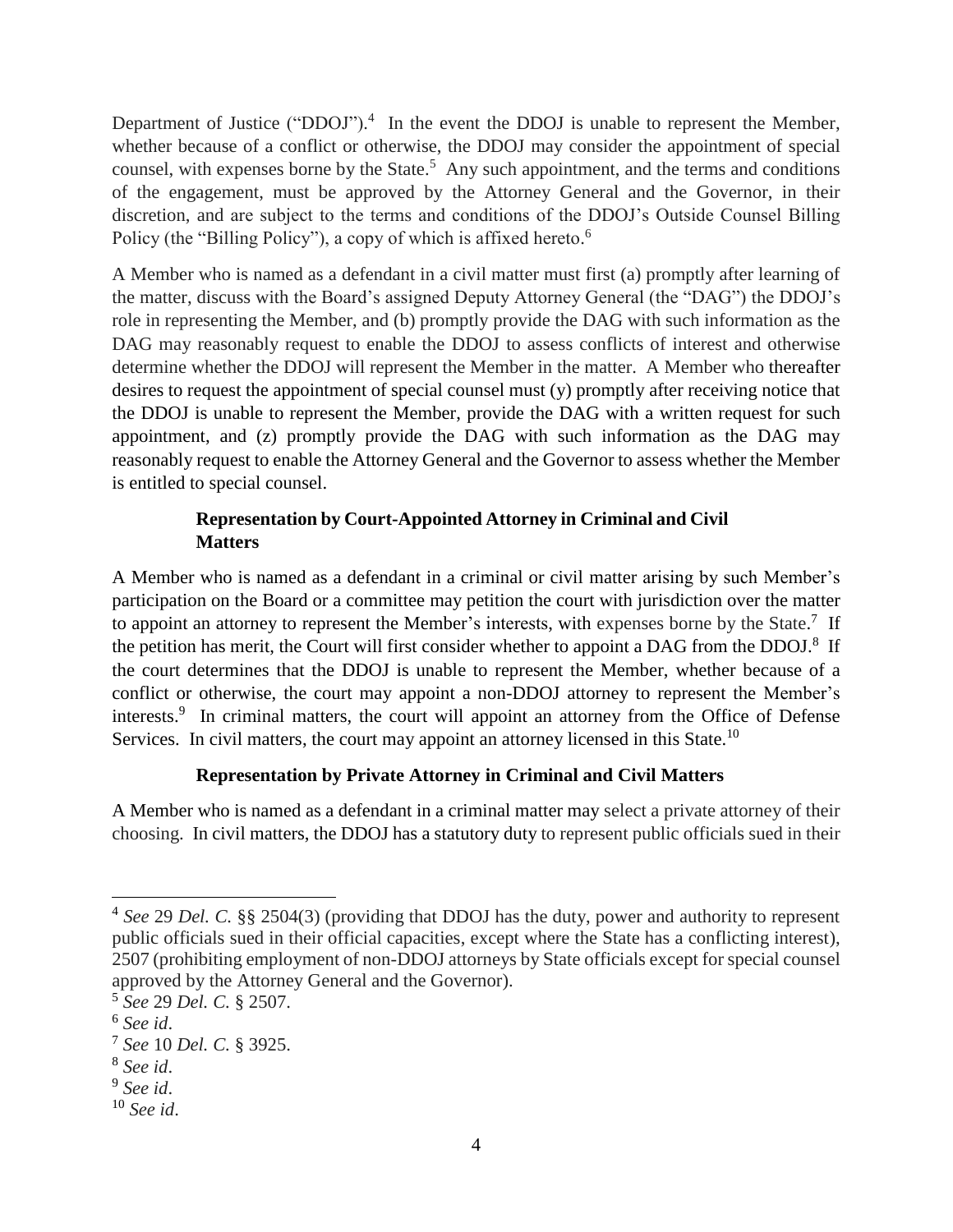Department of Justice ("DDOJ").[4] In the event the DDOJ is unable to represent the Member, whether because of a conflict or otherwise, the DDOJ may consider the appointment of special counsel, with expenses borne by the State.[5] Any such appointment, and the terms and conditions of the engagement, must be approved by the Attorney General and the Governor, in their discretion, and are subject to the terms and conditions of the DDOJ's Outside Counsel Billing Policy (the "Billing Policy"), a copy of which is affixed hereto.[6]

A Member who is named as a defendant in a civil matter must first (a) promptly after learning of the matter, discuss with the Board's assigned Deputy Attorney General (the "DAG") the DDOJ's role in representing the Member, and (b) promptly provide the DAG with such information as the DAG may reasonably request to enable the DDOJ to assess conflicts of interest and otherwise determine whether the DDOJ will represent the Member in the matter. A Member who thereafter desires to request the appointment of special counsel must (y) promptly after receiving notice that the DDOJ is unable to represent the Member, provide the DAG with a written request for such appointment, and (z) promptly provide the DAG with such information as the DAG may reasonably request to enable the Attorney General and the Governor to assess whether the Member is entitled to special counsel.

**Representation by Court-Appointed Attorney in Criminal and Civil Matters**

A Member who is named as a defendant in a criminal or civil matter arising by such Member's participation on the Board or a committee may petition the court with jurisdiction over the matter to appoint an attorney to represent the Member's interests, with expenses borne by the State.[7] If the petition has merit, the Court will first consider whether to appoint a DAG from the DDOJ.[8] If the court determines that the DDOJ is unable to represent the Member, whether because of a conflict or otherwise, the court may appoint a non-DDOJ attorney to represent the Member's interests.[9] In criminal matters, the court will appoint an attorney from the Office of Defense Services. In civil matters, the court may appoint an attorney licensed in this State.[10]

**Representation by Private Attorney in Criminal and Civil Matters**

A Member who is named as a defendant in a criminal matter may select a private attorney of their choosing. In civil matters, the DDOJ has a statutory duty to represent public officials sued in their

---

[4] *See* 29 *Del. C.* §§ 2504(3) (providing that DDOJ has the duty, power and authority to represent public officials sued in their official capacities, except where the State has a conflicting interest), 2507 (prohibiting employment of non-DDOJ attorneys by State officials except for special counsel approved by the Attorney General and the Governor).

[5] *See* 29 *Del. C.* § 2507.

[6] *See id*.

[7] *See* 10 *Del. C.* § 3925.

[8] *See id*.

[9] *See id*.

[10] *See id*.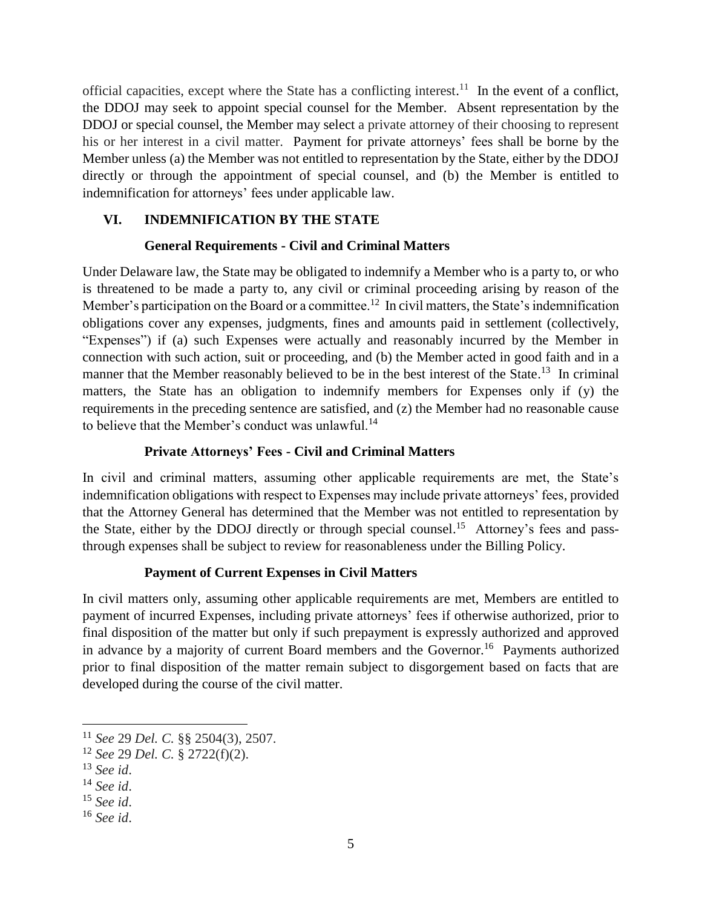official capacities, except where the State has a conflicting interest.[11] In the event of a conflict, the DDOJ may seek to appoint special counsel for the Member. Absent representation by the DDOJ or special counsel, the Member may select a private attorney of their choosing to represent his or her interest in a civil matter. Payment for private attorneys' fees shall be borne by the Member unless (a) the Member was not entitled to representation by the State, either by the DDOJ directly or through the appointment of special counsel, and (b) the Member is entitled to indemnification for attorneys' fees under applicable law.

## VI. INDEMNIFICATION BY THE STATE

### General Requirements - Civil and Criminal Matters

Under Delaware law, the State may be obligated to indemnify a Member who is a party to, or who is threatened to be made a party to, any civil or criminal proceeding arising by reason of the Member's participation on the Board or a committee.[12] In civil matters, the State's indemnification obligations cover any expenses, judgments, fines and amounts paid in settlement (collectively, "Expenses") if (a) such Expenses were actually and reasonably incurred by the Member in connection with such action, suit or proceeding, and (b) the Member acted in good faith and in a manner that the Member reasonably believed to be in the best interest of the State.[13] In criminal matters, the State has an obligation to indemnify members for Expenses only if (y) the requirements in the preceding sentence are satisfied, and (z) the Member had no reasonable cause to believe that the Member's conduct was unlawful.[14]

### Private Attorneys' Fees - Civil and Criminal Matters

In civil and criminal matters, assuming other applicable requirements are met, the State's indemnification obligations with respect to Expenses may include private attorneys' fees, provided that the Attorney General has determined that the Member was not entitled to representation by the State, either by the DDOJ directly or through special counsel.[15] Attorney's fees and pass-through expenses shall be subject to review for reasonableness under the Billing Policy.

### Payment of Current Expenses in Civil Matters

In civil matters only, assuming other applicable requirements are met, Members are entitled to payment of incurred Expenses, including private attorneys' fees if otherwise authorized, prior to final disposition of the matter but only if such prepayment is expressly authorized and approved in advance by a majority of current Board members and the Governor.[16] Payments authorized prior to final disposition of the matter remain subject to disgorgement based on facts that are developed during the course of the civil matter.

---

[11] *See* 29 *Del. C.* §§ 2504(3), 2507.

[12] *See* 29 *Del. C.* § 2722(f)(2).

[13] *See id*.

[14] *See id*.

[15] *See id*.

[16] *See id*.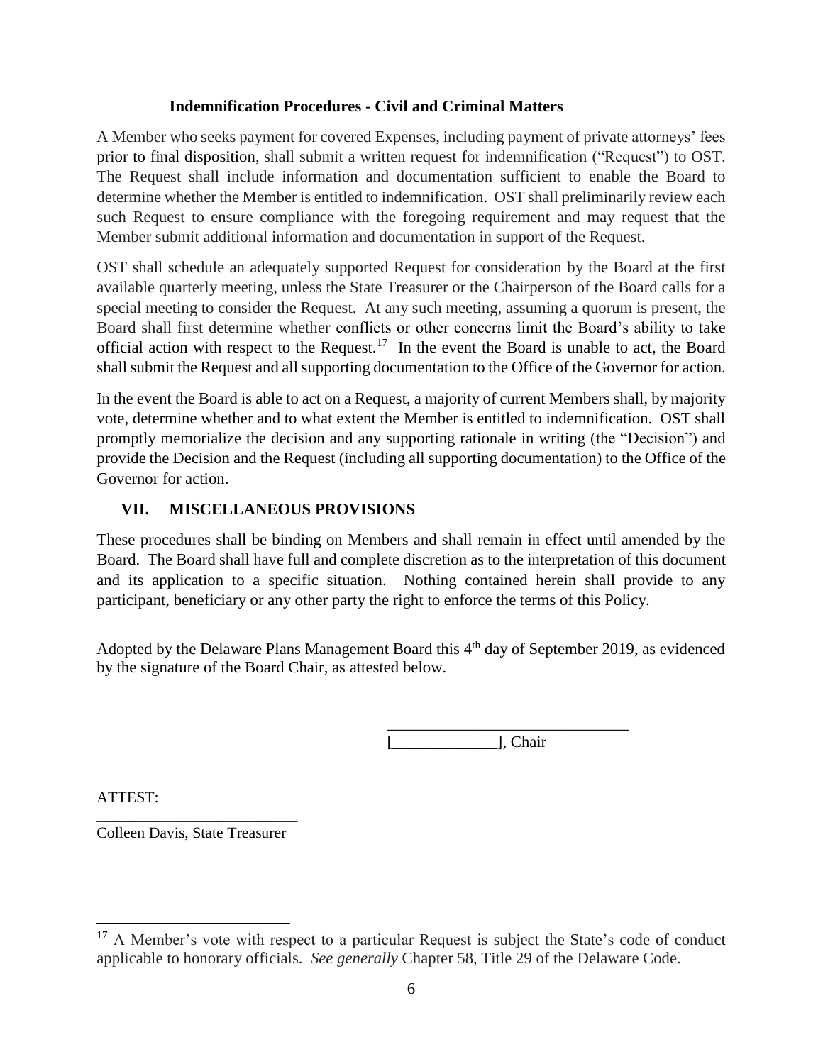### Indemnification Procedures - Civil and Criminal Matters

A Member who seeks payment for covered Expenses, including payment of private attorneys' fees prior to final disposition, shall submit a written request for indemnification ("Request") to OST. The Request shall include information and documentation sufficient to enable the Board to determine whether the Member is entitled to indemnification. OST shall preliminarily review each such Request to ensure compliance with the foregoing requirement and may request that the Member submit additional information and documentation in support of the Request.

OST shall schedule an adequately supported Request for consideration by the Board at the first available quarterly meeting, unless the State Treasurer or the Chairperson of the Board calls for a special meeting to consider the Request. At any such meeting, assuming a quorum is present, the Board shall first determine whether conflicts or other concerns limit the Board's ability to take official action with respect to the Request.[17] In the event the Board is unable to act, the Board shall submit the Request and all supporting documentation to the Office of the Governor for action.

In the event the Board is able to act on a Request, a majority of current Members shall, by majority vote, determine whether and to what extent the Member is entitled to indemnification. OST shall promptly memorialize the decision and any supporting rationale in writing (the "Decision") and provide the Decision and the Request (including all supporting documentation) to the Office of the Governor for action.

## VII. MISCELLANEOUS PROVISIONS

These procedures shall be binding on Members and shall remain in effect until amended by the Board. The Board shall have full and complete discretion as to the interpretation of this document and its application to a specific situation. Nothing contained herein shall provide to any participant, beneficiary or any other party the right to enforce the terms of this Policy.

Adopted by the Delaware Plans Management Board this 4th day of September 2019, as evidenced by the signature of the Board Chair, as attested below.

_______________________________
[_____________], Chair

ATTEST:

_________________________
Colleen Davis, State Treasurer

---

[17] A Member's vote with respect to a particular Request is subject the State's code of conduct applicable to honorary officials. *See generally* Chapter 58, Title 29 of the Delaware Code.